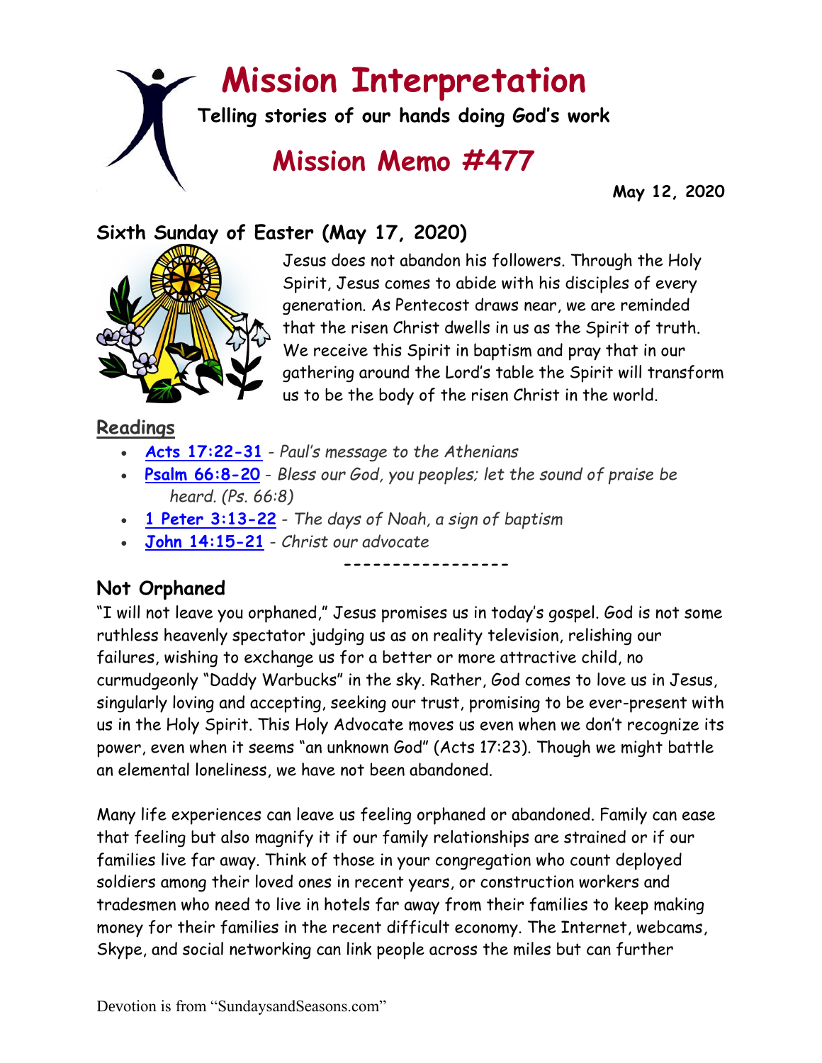# Mission Interpretation

**Telling stories of our hands doing God's work**

## Mission Memo #477

**May 12, 2020**

### Sixth Sunday of Easter (May 17, 2020)

Jesus does not abandon his followers. Through the Holy Spirit, Jesus comes to abide with his disciples of every generation. As Pentecost draws near, we are reminded that the risen Christ dwells in us as the Spirit of truth. We receive this Spirit in baptism and pray that in our gathering around the Lord's table the Spirit will transform us to be the body of the risen Christ in the world.

**Readings**

- **Acts 17:22-31** - *Paul's message to the Athenians*
- **Psalm 66:8-20** - *Bless our God, you peoples; let the sound of praise be heard. (Ps. 66:8)*
- **1 Peter 3:13-22** - *The days of Noah, a sign of baptism*
- **John 14:15-21** - *Christ our advocate*

-----------------

### Not Orphaned

"I will not leave you orphaned," Jesus promises us in today's gospel. God is not some ruthless heavenly spectator judging us as on reality television, relishing our failures, wishing to exchange us for a better or more attractive child, no curmudgeonly "Daddy Warbucks" in the sky. Rather, God comes to love us in Jesus, singularly loving and accepting, seeking our trust, promising to be ever-present with us in the Holy Spirit. This Holy Advocate moves us even when we don't recognize its power, even when it seems "an unknown God" (Acts 17:23). Though we might battle an elemental loneliness, we have not been abandoned.

Many life experiences can leave us feeling orphaned or abandoned. Family can ease that feeling but also magnify it if our family relationships are strained or if our families live far away. Think of those in your congregation who count deployed soldiers among their loved ones in recent years, or construction workers and tradesmen who need to live in hotels far away from their families to keep making money for their families in the recent difficult economy. The Internet, webcams, Skype, and social networking can link people across the miles but can further

Devotion is from "SundaysandSeasons.com"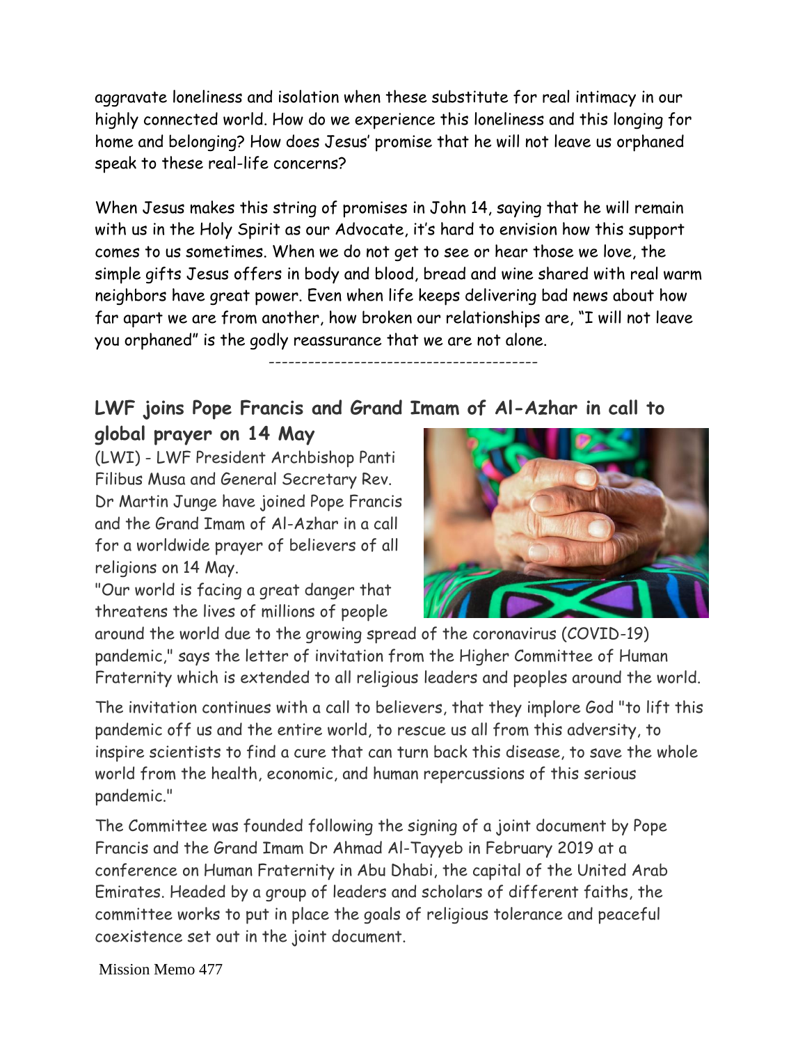aggravate loneliness and isolation when these substitute for real intimacy in our highly connected world. How do we experience this loneliness and this longing for home and belonging? How does Jesus' promise that he will not leave us orphaned speak to these real-life concerns?

When Jesus makes this string of promises in John 14, saying that he will remain with us in the Holy Spirit as our Advocate, it's hard to envision how this support comes to us sometimes. When we do not get to see or hear those we love, the simple gifts Jesus offers in body and blood, bread and wine shared with real warm neighbors have great power. Even when life keeps delivering bad news about how far apart we are from another, how broken our relationships are, "I will not leave you orphaned" is the godly reassurance that we are not alone.

----------------------------------------

## LWF joins Pope Francis and Grand Imam of Al-Azhar in call to global prayer on 14 May

(LWI) - LWF President Archbishop Panti Filibus Musa and General Secretary Rev. Dr Martin Junge have joined Pope Francis and the Grand Imam of Al-Azhar in a call for a worldwide prayer of believers of all religions on 14 May.

"Our world is facing a great danger that threatens the lives of millions of people around the world due to the growing spread of the coronavirus (COVID-19) pandemic," says the letter of invitation from the Higher Committee of Human Fraternity which is extended to all religious leaders and peoples around the world.

The invitation continues with a call to believers, that they implore God "to lift this pandemic off us and the entire world, to rescue us all from this adversity, to inspire scientists to find a cure that can turn back this disease, to save the whole world from the health, economic, and human repercussions of this serious pandemic."

The Committee was founded following the signing of a joint document by Pope Francis and the Grand Imam Dr Ahmad Al-Tayyeb in February 2019 at a conference on Human Fraternity in Abu Dhabi, the capital of the United Arab Emirates. Headed by a group of leaders and scholars of different faiths, the committee works to put in place the goals of religious tolerance and peaceful coexistence set out in the joint document.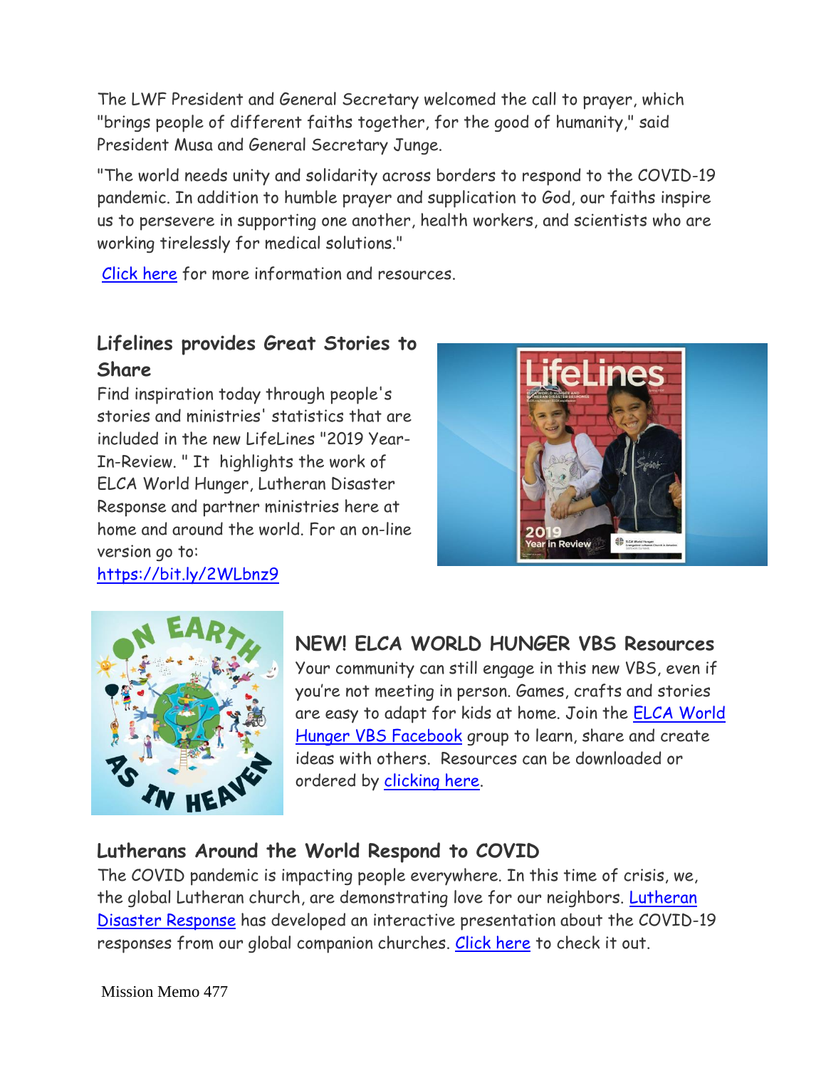The LWF President and General Secretary welcomed the call to prayer, which "brings people of different faiths together, for the good of humanity," said President Musa and General Secretary Junge.

"The world needs unity and solidarity across borders to respond to the COVID-19 pandemic. In addition to humble prayer and supplication to God, our faiths inspire us to persevere in supporting one another, health workers, and scientists who are working tirelessly for medical solutions."

Click here for more information and resources.

### Lifelines provides Great Stories to Share

Find inspiration today through people's stories and ministries' statistics that are included in the new LifeLines "2019 Year-In-Review. " It highlights the work of ELCA World Hunger, Lutheran Disaster Response and partner ministries here at home and around the world. For an on-line version go to: https://bit.ly/2WLbnz9

### NEW! ELCA WORLD HUNGER VBS Resources

Your community can still engage in this new VBS, even if you're not meeting in person. Games, crafts and stories are easy to adapt for kids at home. Join the ELCA World Hunger VBS Facebook group to learn, share and create ideas with others. Resources can be downloaded or ordered by clicking here.

### Lutherans Around the World Respond to COVID

The COVID pandemic is impacting people everywhere. In this time of crisis, we, the global Lutheran church, are demonstrating love for our neighbors. Lutheran Disaster Response has developed an interactive presentation about the COVID-19 responses from our global companion churches. Click here to check it out.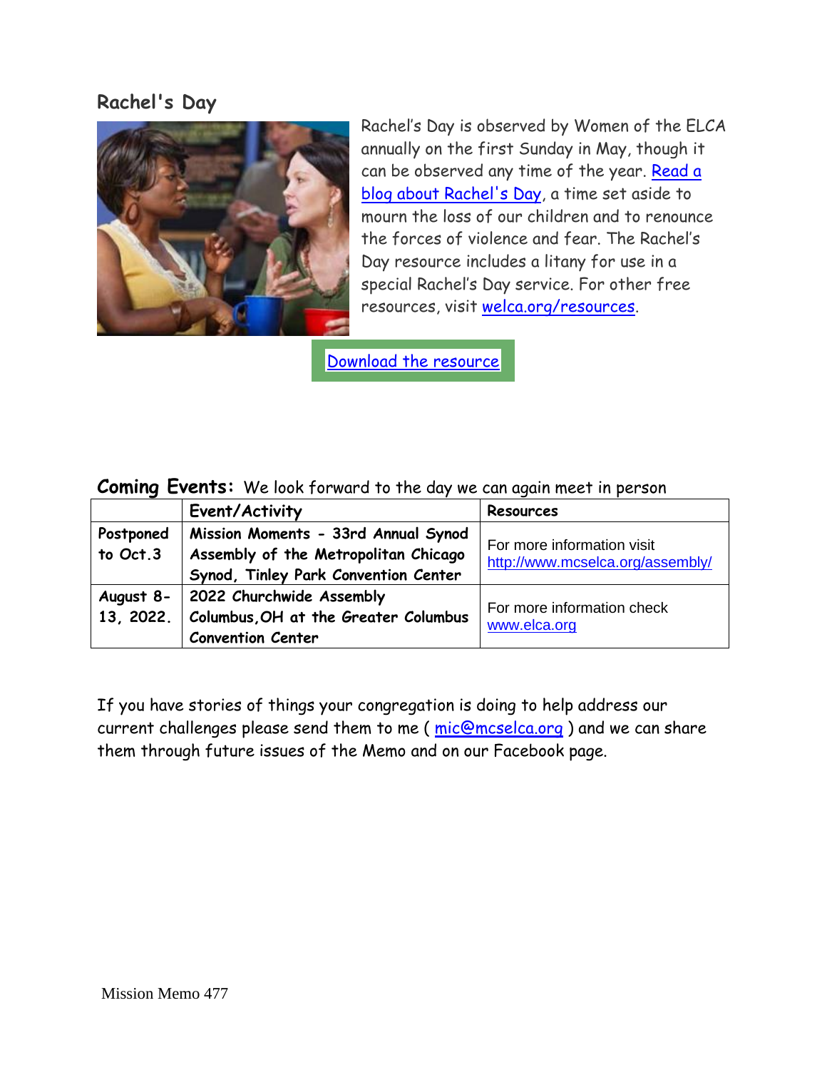## Rachel's Day

Rachel's Day is observed by Women of the ELCA annually on the first Sunday in May, though it can be observed any time of the year. Read a blog about Rachel's Day, a time set aside to mourn the loss of our children and to renounce the forces of violence and fear. The Rachel's Day resource includes a litany for use in a special Rachel's Day service. For other free resources, visit welca.org/resources.

Download the resource

**Coming Events:** We look forward to the day we can again meet in person

| | Event/Activity | Resources |
|---|---|---|
| Postponed to Oct.3 | **Mission Moments - 33rd Annual Synod Assembly of the Metropolitan Chicago Synod, Tinley Park Convention Center** | For more information visit http://www.mcselca.org/assembly/ |
| August 8-13, 2022. | **2022 Churchwide Assembly Columbus,OH at the Greater Columbus Convention Center** | For more information check www.elca.org |

If you have stories of things your congregation is doing to help address our current challenges please send them to me ( mic@mcselca.org ) and we can share them through future issues of the Memo and on our Facebook page.